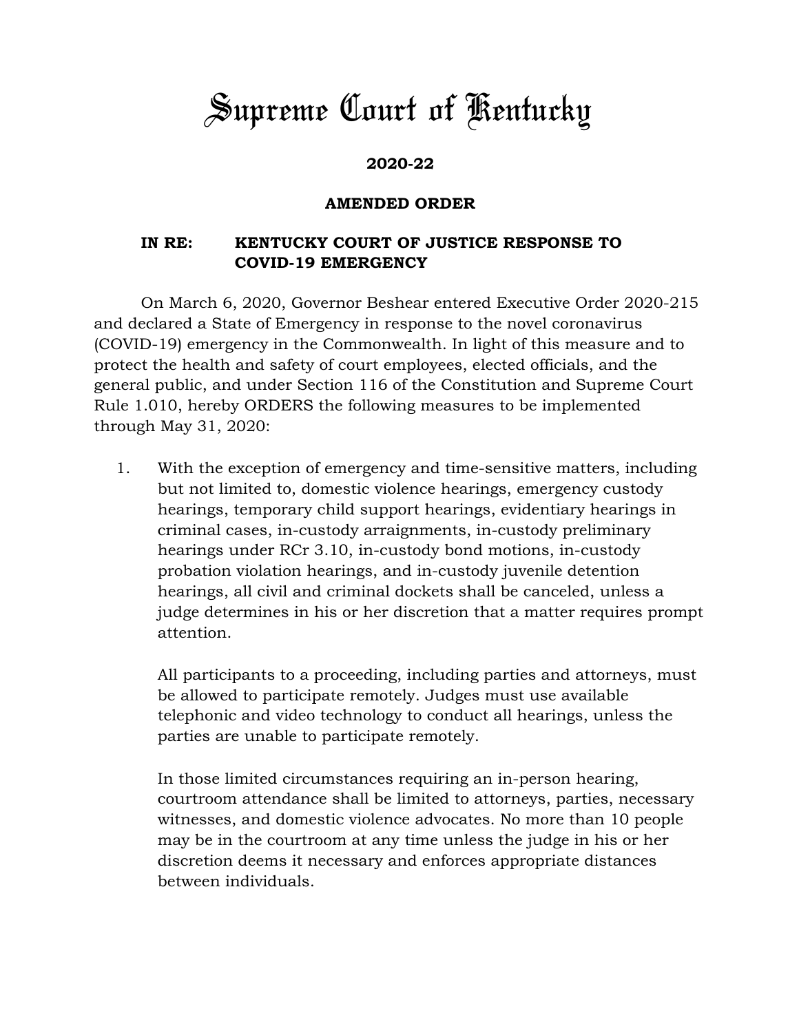# Supreme Court of Kentucky

**2020-22**

**AMENDED ORDER**

**IN RE: KENTUCKY COURT OF JUSTICE RESPONSE TO COVID-19 EMERGENCY**

On March 6, 2020, Governor Beshear entered Executive Order 2020-215 and declared a State of Emergency in response to the novel coronavirus (COVID-19) emergency in the Commonwealth. In light of this measure and to protect the health and safety of court employees, elected officials, and the general public, and under Section 116 of the Constitution and Supreme Court Rule 1.010, hereby ORDERS the following measures to be implemented through May 31, 2020:

1. With the exception of emergency and time-sensitive matters, including but not limited to, domestic violence hearings, emergency custody hearings, temporary child support hearings, evidentiary hearings in criminal cases, in-custody arraignments, in-custody preliminary hearings under RCr 3.10, in-custody bond motions, in-custody probation violation hearings, and in-custody juvenile detention hearings, all civil and criminal dockets shall be canceled, unless a judge determines in his or her discretion that a matter requires prompt attention.

   All participants to a proceeding, including parties and attorneys, must be allowed to participate remotely. Judges must use available telephonic and video technology to conduct all hearings, unless the parties are unable to participate remotely.

   In those limited circumstances requiring an in-person hearing, courtroom attendance shall be limited to attorneys, parties, necessary witnesses, and domestic violence advocates. No more than 10 people may be in the courtroom at any time unless the judge in his or her discretion deems it necessary and enforces appropriate distances between individuals.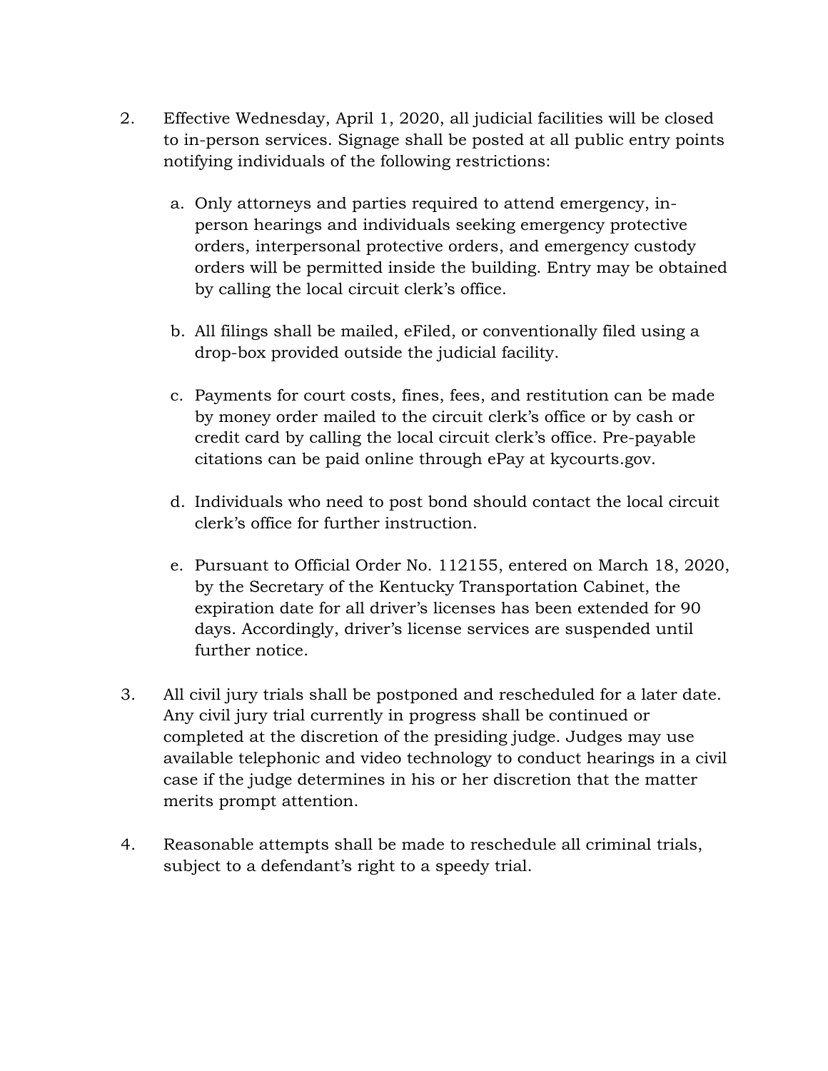2. Effective Wednesday, April 1, 2020, all judicial facilities will be closed to in-person services. Signage shall be posted at all public entry points notifying individuals of the following restrictions:

   a. Only attorneys and parties required to attend emergency, in-person hearings and individuals seeking emergency protective orders, interpersonal protective orders, and emergency custody orders will be permitted inside the building. Entry may be obtained by calling the local circuit clerk's office.

   b. All filings shall be mailed, eFiled, or conventionally filed using a drop-box provided outside the judicial facility.

   c. Payments for court costs, fines, fees, and restitution can be made by money order mailed to the circuit clerk's office or by cash or credit card by calling the local circuit clerk's office. Pre-payable citations can be paid online through ePay at kycourts.gov.

   d. Individuals who need to post bond should contact the local circuit clerk's office for further instruction.

   e. Pursuant to Official Order No. 112155, entered on March 18, 2020, by the Secretary of the Kentucky Transportation Cabinet, the expiration date for all driver's licenses has been extended for 90 days. Accordingly, driver's license services are suspended until further notice.

3. All civil jury trials shall be postponed and rescheduled for a later date. Any civil jury trial currently in progress shall be continued or completed at the discretion of the presiding judge. Judges may use available telephonic and video technology to conduct hearings in a civil case if the judge determines in his or her discretion that the matter merits prompt attention.

4. Reasonable attempts shall be made to reschedule all criminal trials, subject to a defendant's right to a speedy trial.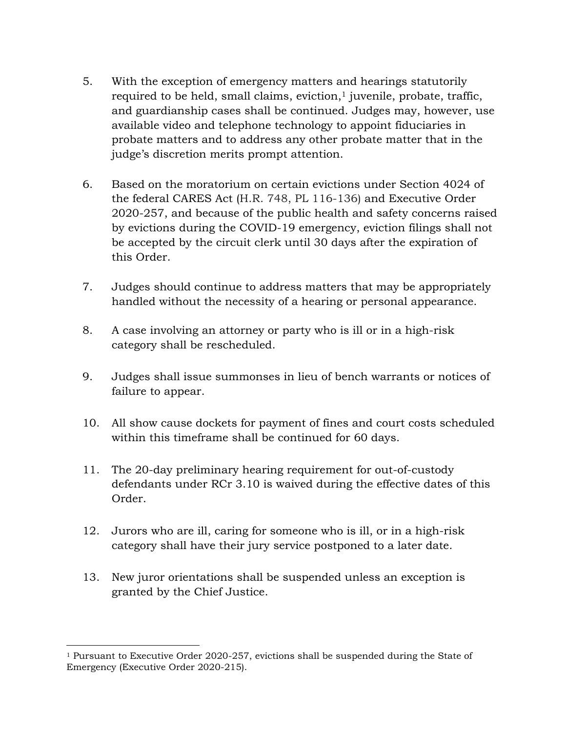5. With the exception of emergency matters and hearings statutorily required to be held, small claims, eviction,[1] juvenile, probate, traffic, and guardianship cases shall be continued. Judges may, however, use available video and telephone technology to appoint fiduciaries in probate matters and to address any other probate matter that in the judge's discretion merits prompt attention.

6. Based on the moratorium on certain evictions under Section 4024 of the federal CARES Act (H.R. 748, PL 116-136) and Executive Order 2020-257, and because of the public health and safety concerns raised by evictions during the COVID-19 emergency, eviction filings shall not be accepted by the circuit clerk until 30 days after the expiration of this Order.

7. Judges should continue to address matters that may be appropriately handled without the necessity of a hearing or personal appearance.

8. A case involving an attorney or party who is ill or in a high-risk category shall be rescheduled.

9. Judges shall issue summonses in lieu of bench warrants or notices of failure to appear.

10. All show cause dockets for payment of fines and court costs scheduled within this timeframe shall be continued for 60 days.

11. The 20-day preliminary hearing requirement for out-of-custody defendants under RCr 3.10 is waived during the effective dates of this Order.

12. Jurors who are ill, caring for someone who is ill, or in a high-risk category shall have their jury service postponed to a later date.

13. New juror orientations shall be suspended unless an exception is granted by the Chief Justice.

---

[1] Pursuant to Executive Order 2020-257, evictions shall be suspended during the State of Emergency (Executive Order 2020-215).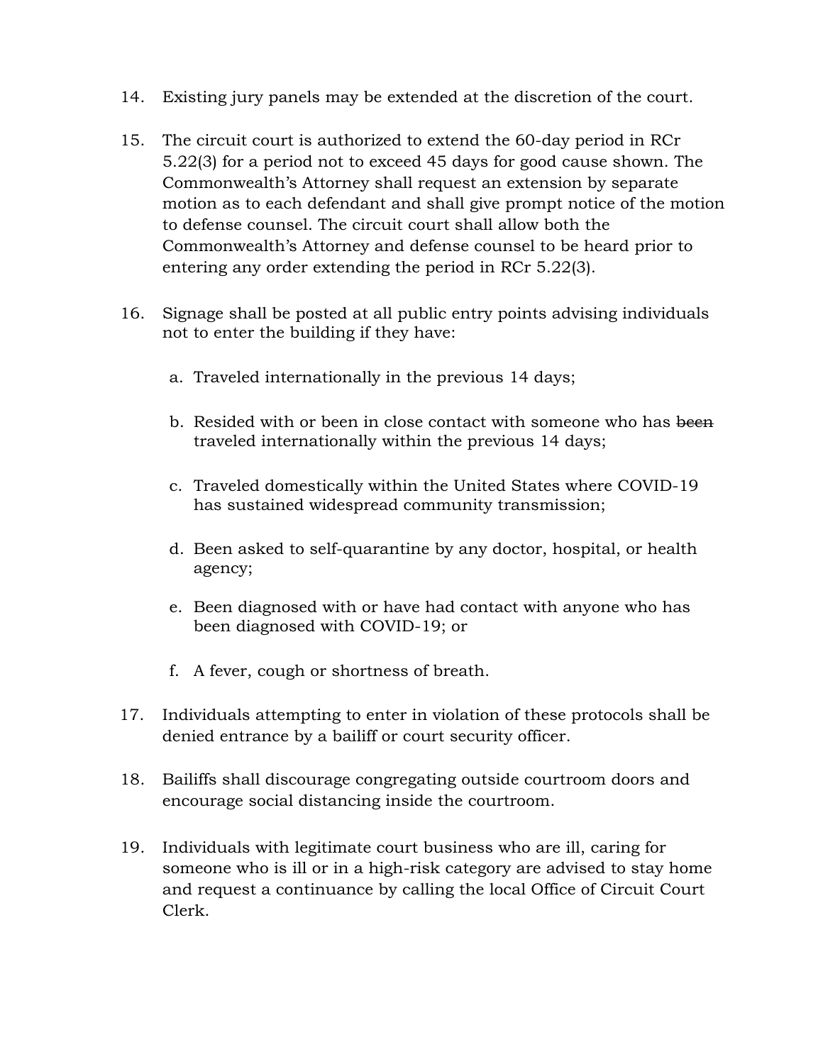14. Existing jury panels may be extended at the discretion of the court.

15. The circuit court is authorized to extend the 60-day period in RCr 5.22(3) for a period not to exceed 45 days for good cause shown. The Commonwealth's Attorney shall request an extension by separate motion as to each defendant and shall give prompt notice of the motion to defense counsel. The circuit court shall allow both the Commonwealth's Attorney and defense counsel to be heard prior to entering any order extending the period in RCr 5.22(3).

16. Signage shall be posted at all public entry points advising individuals not to enter the building if they have:

    a. Traveled internationally in the previous 14 days;

    b. Resided with or been in close contact with someone who has ~~been~~ traveled internationally within the previous 14 days;

    c. Traveled domestically within the United States where COVID-19 has sustained widespread community transmission;

    d. Been asked to self-quarantine by any doctor, hospital, or health agency;

    e. Been diagnosed with or have had contact with anyone who has been diagnosed with COVID-19; or

    f. A fever, cough or shortness of breath.

17. Individuals attempting to enter in violation of these protocols shall be denied entrance by a bailiff or court security officer.

18. Bailiffs shall discourage congregating outside courtroom doors and encourage social distancing inside the courtroom.

19. Individuals with legitimate court business who are ill, caring for someone who is ill or in a high-risk category are advised to stay home and request a continuance by calling the local Office of Circuit Court Clerk.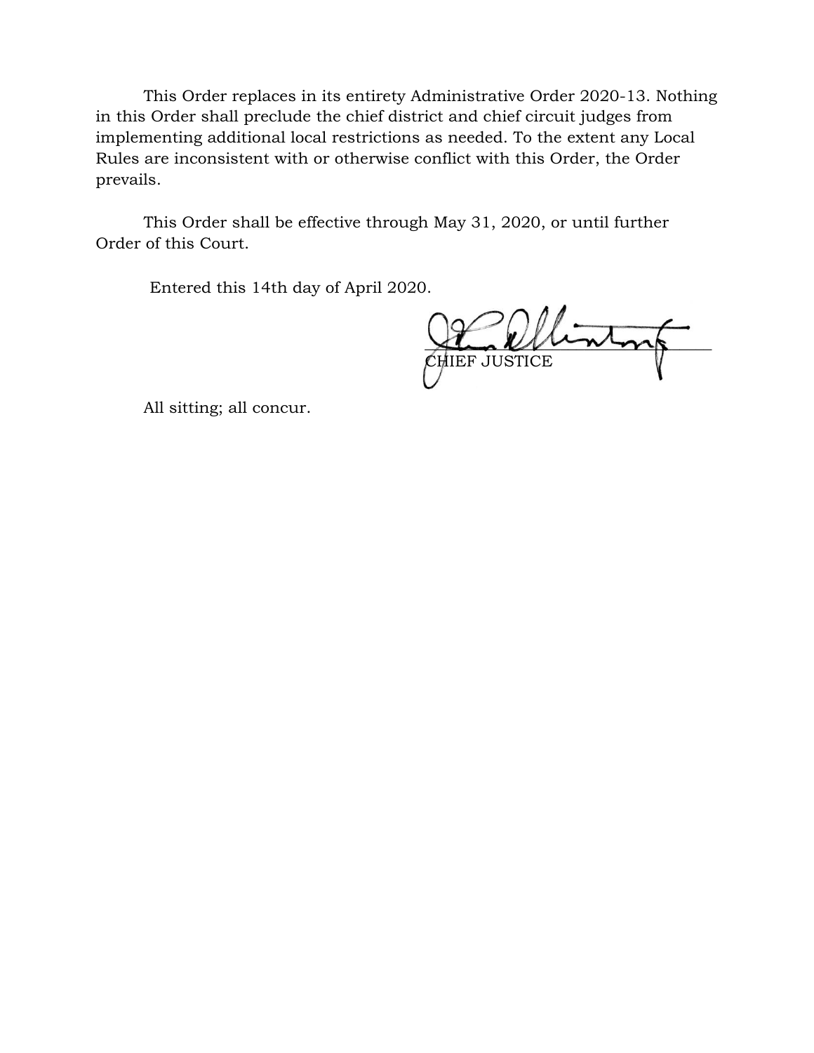This Order replaces in its entirety Administrative Order 2020-13. Nothing in this Order shall preclude the chief district and chief circuit judges from implementing additional local restrictions as needed. To the extent any Local Rules are inconsistent with or otherwise conflict with this Order, the Order prevails.

This Order shall be effective through May 31, 2020, or until further Order of this Court.

Entered this 14th day of April 2020.

CHIEF JUSTICE

All sitting; all concur.